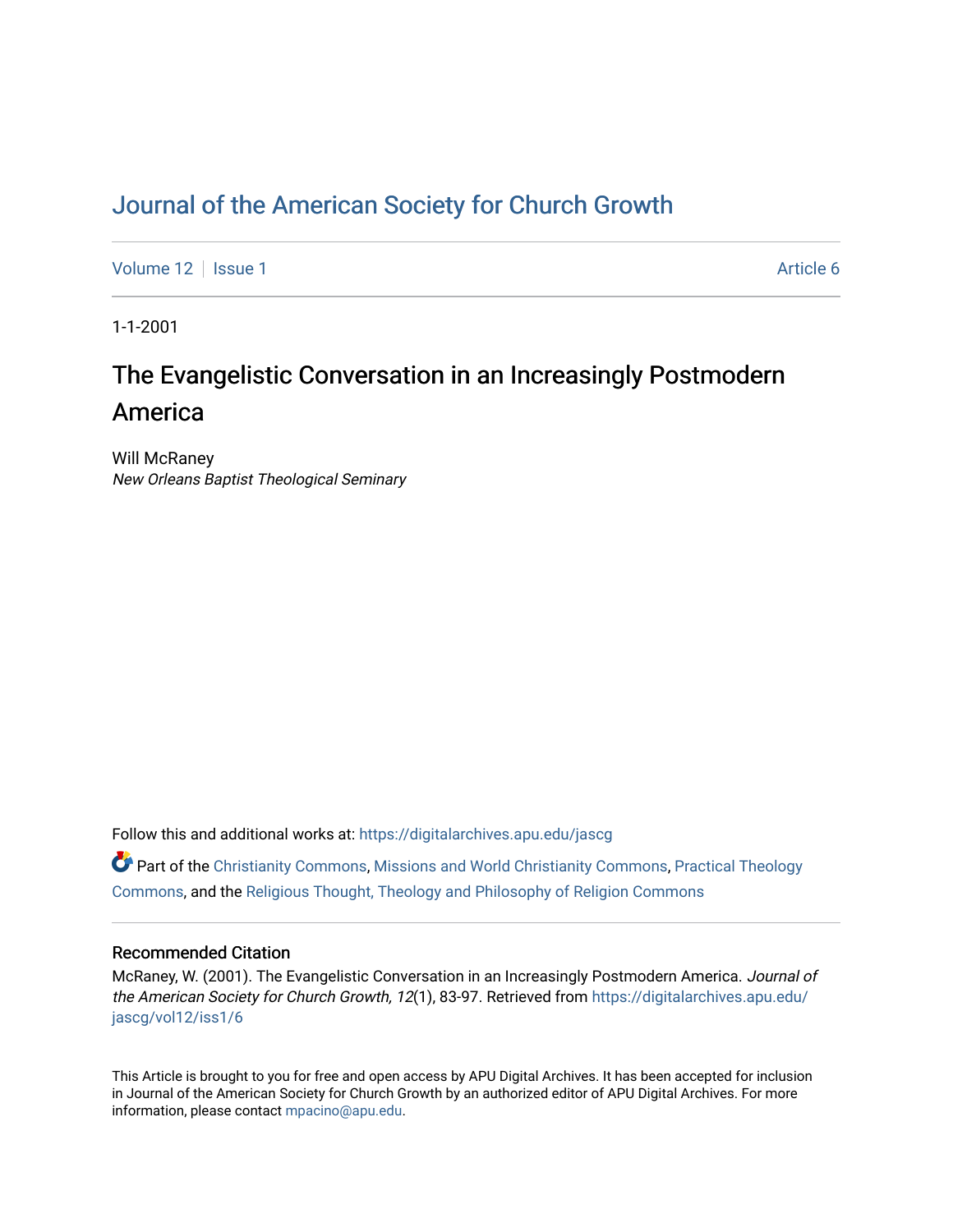# Journal of the American Society for Church Growth

Volume 12 | Issue 1 | Article 6

1-1-2001

## The Evangelistic Conversation in an Increasingly Postmodern America

Will McRaney
*New Orleans Baptist Theological Seminary*

Follow this and additional works at: https://digitalarchives.apu.edu/jascg

Part of the Christianity Commons, Missions and World Christianity Commons, Practical Theology Commons, and the Religious Thought, Theology and Philosophy of Religion Commons

### Recommended Citation

McRaney, W. (2001). The Evangelistic Conversation in an Increasingly Postmodern America. *Journal of the American Society for Church Growth, 12*(1), 83-97. Retrieved from https://digitalarchives.apu.edu/jascg/vol12/iss1/6

This Article is brought to you for free and open access by APU Digital Archives. It has been accepted for inclusion in Journal of the American Society for Church Growth by an authorized editor of APU Digital Archives. For more information, please contact mpacino@apu.edu.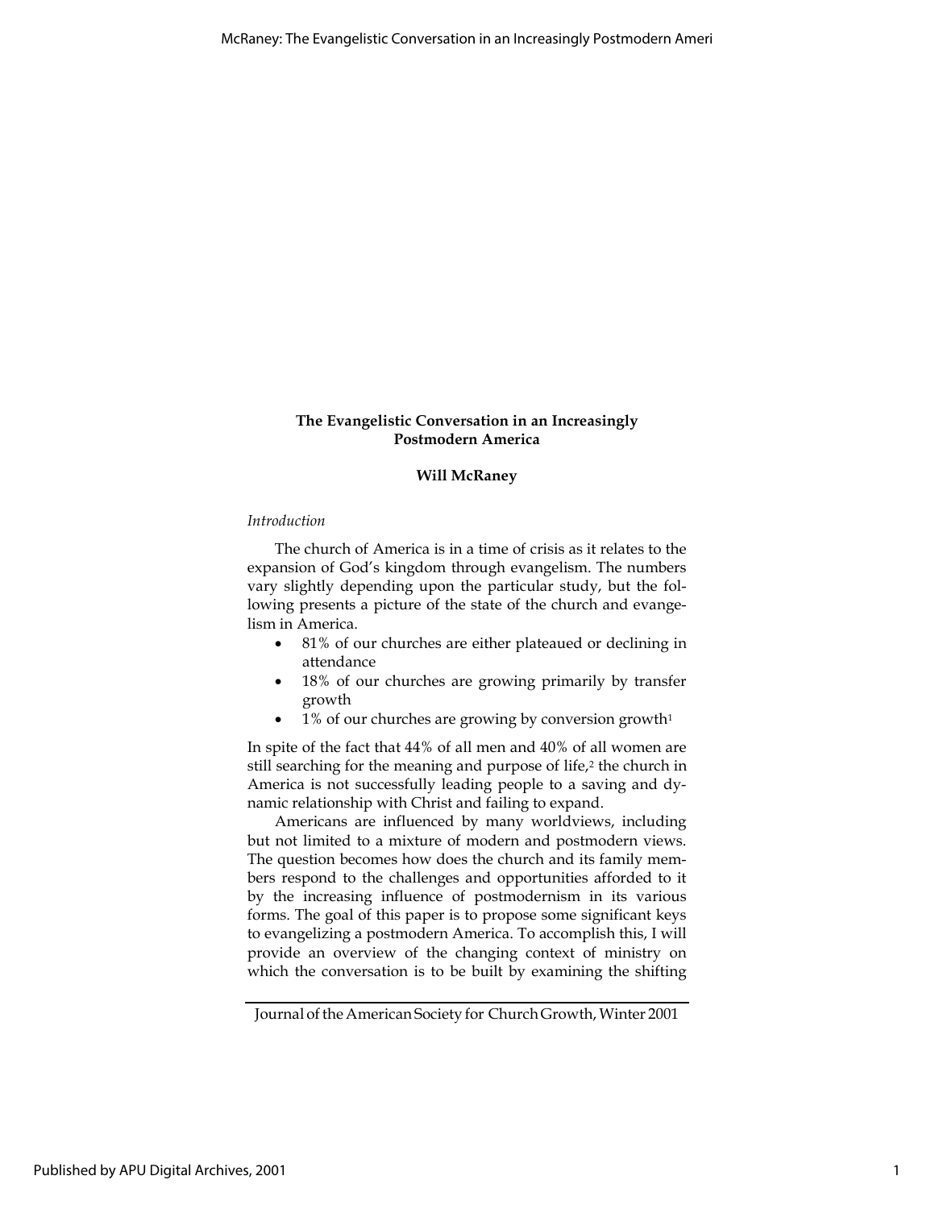**The Evangelistic Conversation in an Increasingly Postmodern America**

**Will McRaney**

*Introduction*

The church of America is in a time of crisis as it relates to the expansion of God's kingdom through evangelism. The numbers vary slightly depending upon the particular study, but the following presents a picture of the state of the church and evangelism in America.

- 81% of our churches are either plateaued or declining in attendance
- 18% of our churches are growing primarily by transfer growth
- 1% of our churches are growing by conversion growth[1]

In spite of the fact that 44% of all men and 40% of all women are still searching for the meaning and purpose of life,[2] the church in America is not successfully leading people to a saving and dynamic relationship with Christ and failing to expand.

Americans are influenced by many worldviews, including but not limited to a mixture of modern and postmodern views. The question becomes how does the church and its family members respond to the challenges and opportunities afforded to it by the increasing influence of postmodernism in its various forms. The goal of this paper is to propose some significant keys to evangelizing a postmodern America. To accomplish this, I will provide an overview of the changing context of ministry on which the conversation is to be built by examining the shifting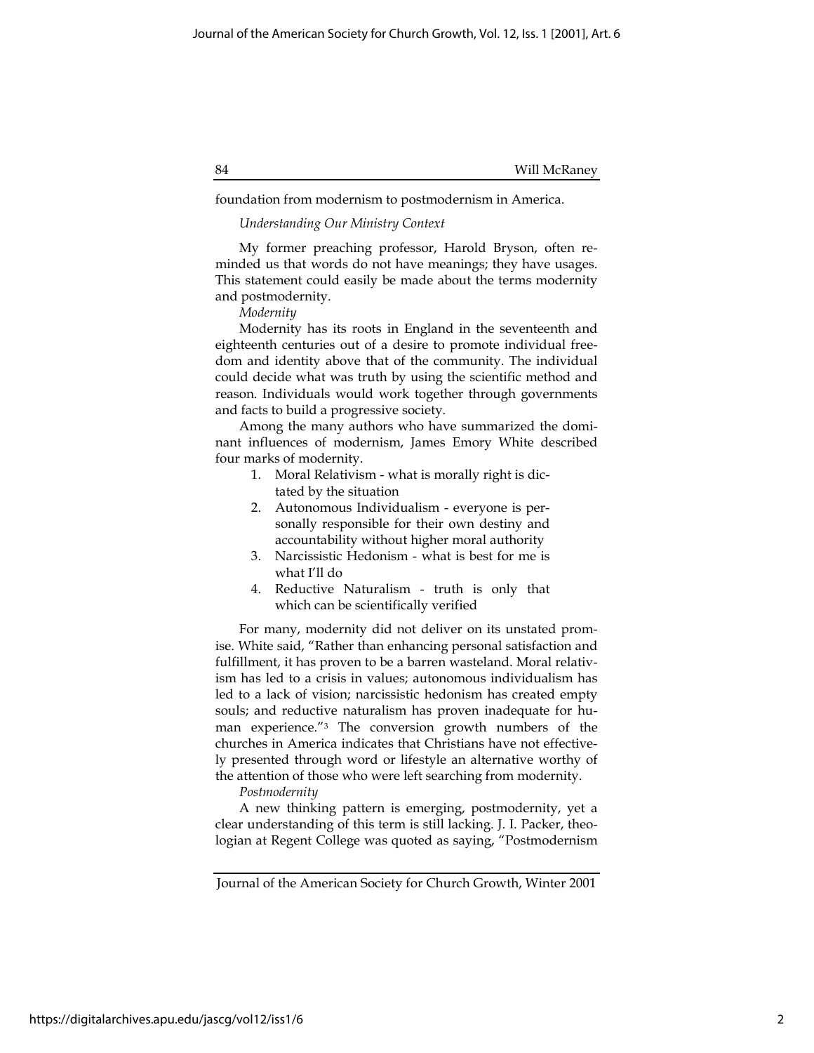foundation from modernism to postmodernism in America.

### *Understanding Our Ministry Context*

My former preaching professor, Harold Bryson, often reminded us that words do not have meanings; they have usages. This statement could easily be made about the terms modernity and postmodernity.

#### *Modernity*

Modernity has its roots in England in the seventeenth and eighteenth centuries out of a desire to promote individual freedom and identity above that of the community. The individual could decide what was truth by using the scientific method and reason. Individuals would work together through governments and facts to build a progressive society.

Among the many authors who have summarized the dominant influences of modernism, James Emory White described four marks of modernity.

1. Moral Relativism - what is morally right is dictated by the situation
2. Autonomous Individualism - everyone is personally responsible for their own destiny and accountability without higher moral authority
3. Narcissistic Hedonism - what is best for me is what I'll do
4. Reductive Naturalism - truth is only that which can be scientifically verified

For many, modernity did not deliver on its unstated promise. White said, "Rather than enhancing personal satisfaction and fulfillment, it has proven to be a barren wasteland. Moral relativism has led to a crisis in values; autonomous individualism has led to a lack of vision; narcissistic hedonism has created empty souls; and reductive naturalism has proven inadequate for human experience."[3] The conversion growth numbers of the churches in America indicates that Christians have not effectively presented through word or lifestyle an alternative worthy of the attention of those who were left searching from modernity.

#### *Postmodernity*

A new thinking pattern is emerging, postmodernity, yet a clear understanding of this term is still lacking. J. I. Packer, theologian at Regent College was quoted as saying, "Postmodernism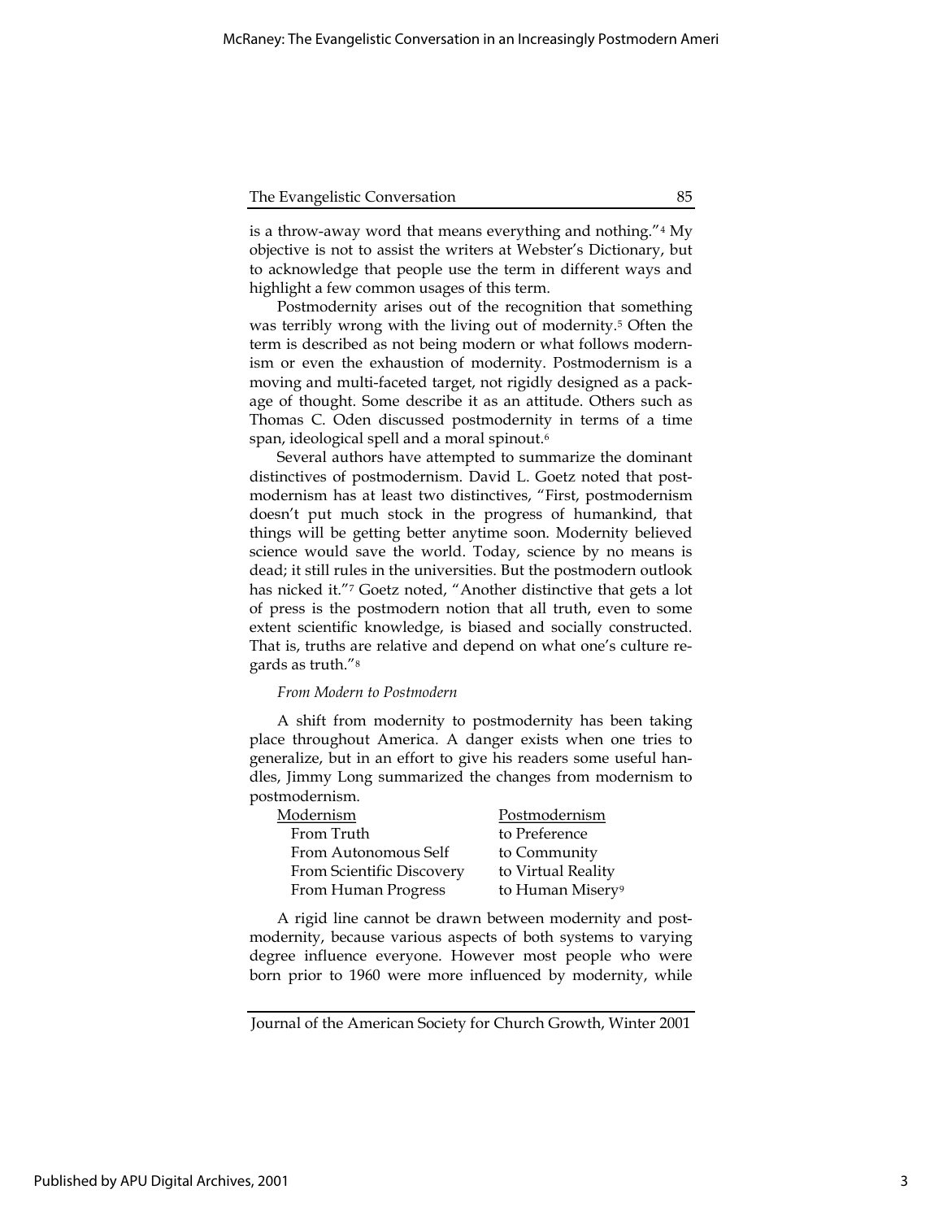is a throw-away word that means everything and nothing."[4] My objective is not to assist the writers at Webster's Dictionary, but to acknowledge that people use the term in different ways and highlight a few common usages of this term.

Postmodernity arises out of the recognition that something was terribly wrong with the living out of modernity.[5] Often the term is described as not being modern or what follows modernism or even the exhaustion of modernity. Postmodernism is a moving and multi-faceted target, not rigidly designed as a package of thought. Some describe it as an attitude. Others such as Thomas C. Oden discussed postmodernity in terms of a time span, ideological spell and a moral spinout.[6]

Several authors have attempted to summarize the dominant distinctives of postmodernism. David L. Goetz noted that postmodernism has at least two distinctives, "First, postmodernism doesn't put much stock in the progress of humankind, that things will be getting better anytime soon. Modernity believed science would save the world. Today, science by no means is dead; it still rules in the universities. But the postmodern outlook has nicked it."[7] Goetz noted, "Another distinctive that gets a lot of press is the postmodern notion that all truth, even to some extent scientific knowledge, is biased and socially constructed. That is, truths are relative and depend on what one's culture regards as truth."[8]

### *From Modern to Postmodern*

A shift from modernity to postmodernity has been taking place throughout America. A danger exists when one tries to generalize, but in an effort to give his readers some useful handles, Jimmy Long summarized the changes from modernism to postmodernism.

| Modernism | Postmodernism |
|---|---|
| From Truth | to Preference |
| From Autonomous Self | to Community |
| From Scientific Discovery | to Virtual Reality |
| From Human Progress | to Human Misery[9] |

A rigid line cannot be drawn between modernity and postmodernity, because various aspects of both systems to varying degree influence everyone. However most people who were born prior to 1960 were more influenced by modernity, while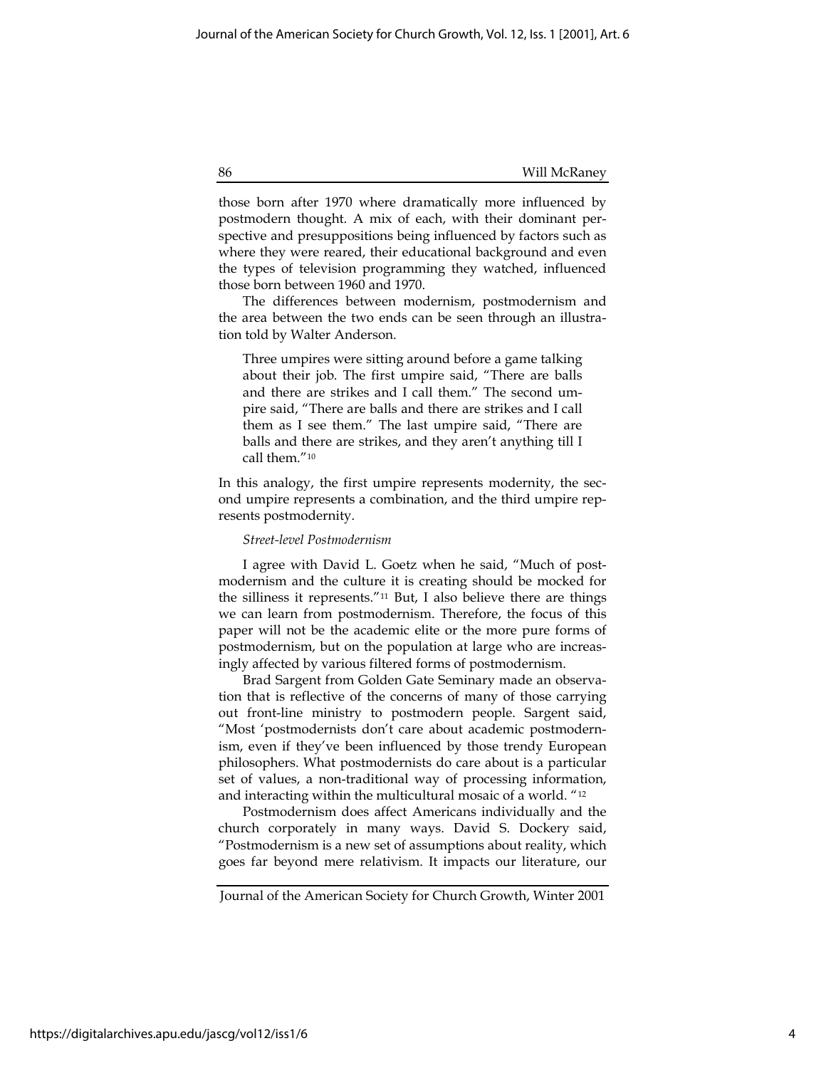those born after 1970 where dramatically more influenced by postmodern thought. A mix of each, with their dominant perspective and presuppositions being influenced by factors such as where they were reared, their educational background and even the types of television programming they watched, influenced those born between 1960 and 1970.

The differences between modernism, postmodernism and the area between the two ends can be seen through an illustration told by Walter Anderson.

> Three umpires were sitting around before a game talking about their job. The first umpire said, "There are balls and there are strikes and I call them." The second umpire said, "There are balls and there are strikes and I call them as I see them." The last umpire said, "There are balls and there are strikes, and they aren't anything till I call them."[10]

In this analogy, the first umpire represents modernity, the second umpire represents a combination, and the third umpire represents postmodernity.

*Street-level Postmodernism*

I agree with David L. Goetz when he said, "Much of postmodernism and the culture it is creating should be mocked for the silliness it represents."[11] But, I also believe there are things we can learn from postmodernism. Therefore, the focus of this paper will not be the academic elite or the more pure forms of postmodernism, but on the population at large who are increasingly affected by various filtered forms of postmodernism.

Brad Sargent from Golden Gate Seminary made an observation that is reflective of the concerns of many of those carrying out front-line ministry to postmodern people. Sargent said, "Most 'postmodernists don't care about academic postmodernism, even if they've been influenced by those trendy European philosophers. What postmodernists do care about is a particular set of values, a non-traditional way of processing information, and interacting within the multicultural mosaic of a world. "[12]

Postmodernism does affect Americans individually and the church corporately in many ways. David S. Dockery said, "Postmodernism is a new set of assumptions about reality, which goes far beyond mere relativism. It impacts our literature, our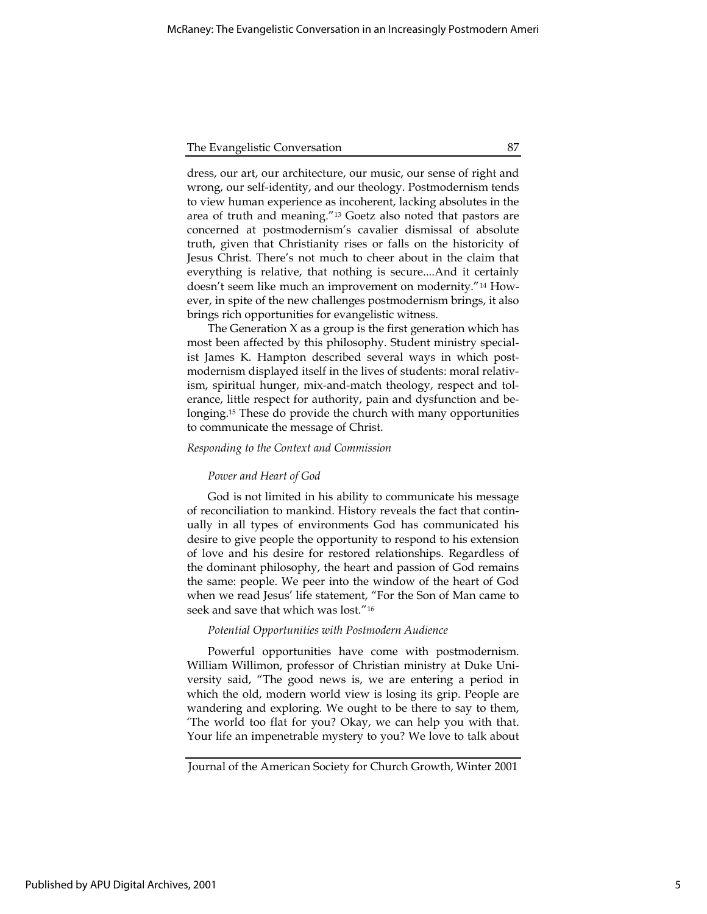dress, our art, our architecture, our music, our sense of right and wrong, our self-identity, and our theology. Postmodernism tends to view human experience as incoherent, lacking absolutes in the area of truth and meaning."[13] Goetz also noted that pastors are concerned at postmodernism's cavalier dismissal of absolute truth, given that Christianity rises or falls on the historicity of Jesus Christ. There's not much to cheer about in the claim that everything is relative, that nothing is secure....And it certainly doesn't seem like much an improvement on modernity."[14] However, in spite of the new challenges postmodernism brings, it also brings rich opportunities for evangelistic witness.

The Generation X as a group is the first generation which has most been affected by this philosophy. Student ministry specialist James K. Hampton described several ways in which postmodernism displayed itself in the lives of students: moral relativism, spiritual hunger, mix-and-match theology, respect and tolerance, little respect for authority, pain and dysfunction and belonging.[15] These do provide the church with many opportunities to communicate the message of Christ.

*Responding to the Context and Commission*

*Power and Heart of God*

God is not limited in his ability to communicate his message of reconciliation to mankind. History reveals the fact that continually in all types of environments God has communicated his desire to give people the opportunity to respond to his extension of love and his desire for restored relationships. Regardless of the dominant philosophy, the heart and passion of God remains the same: people. We peer into the window of the heart of God when we read Jesus' life statement, "For the Son of Man came to seek and save that which was lost."[16]

*Potential Opportunities with Postmodern Audience*

Powerful opportunities have come with postmodernism. William Willimon, professor of Christian ministry at Duke University said, "The good news is, we are entering a period in which the old, modern world view is losing its grip. People are wandering and exploring. We ought to be there to say to them, 'The world too flat for you? Okay, we can help you with that. Your life an impenetrable mystery to you? We love to talk about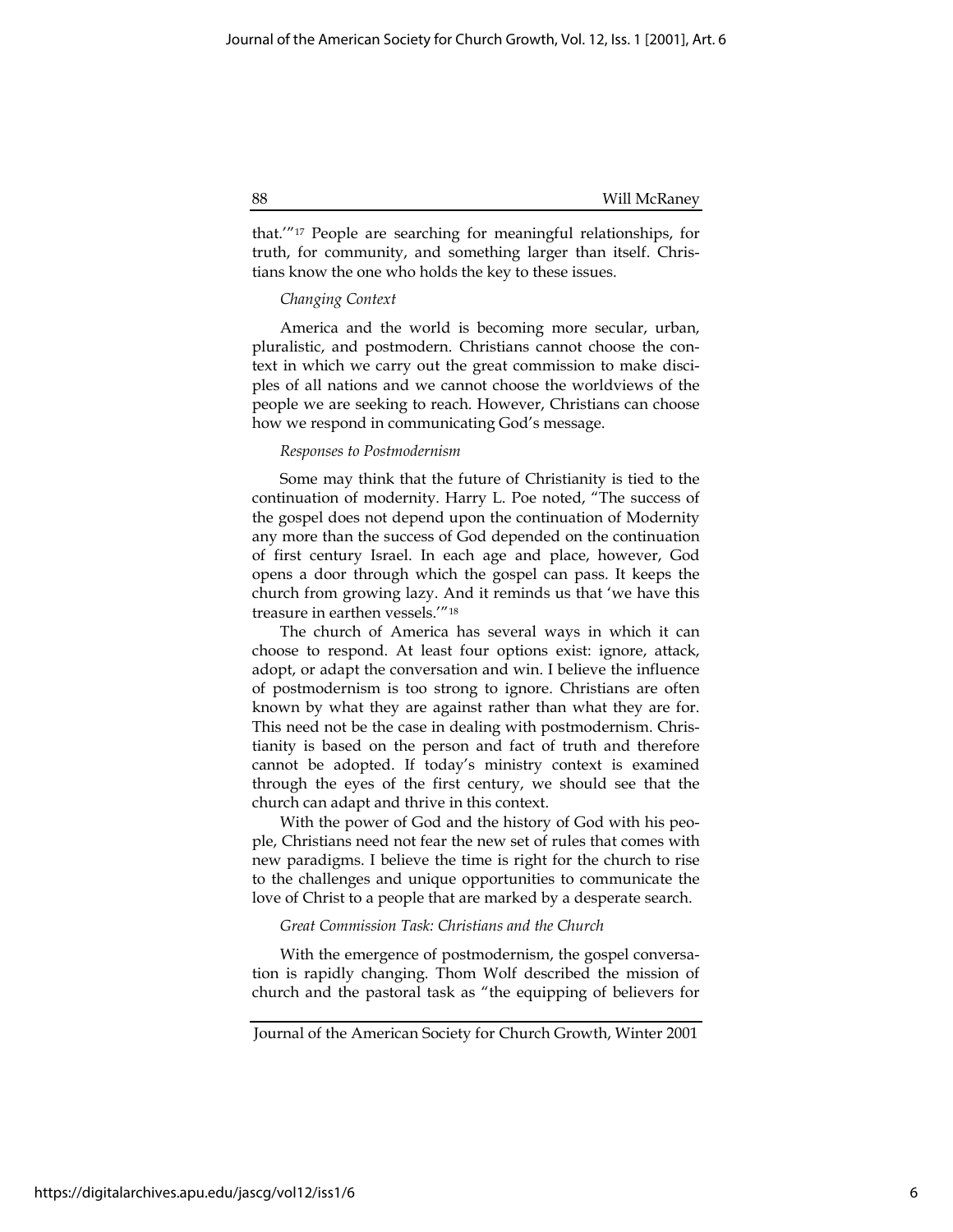that.'"[17] People are searching for meaningful relationships, for truth, for community, and something larger than itself. Christians know the one who holds the key to these issues.

*Changing Context*

America and the world is becoming more secular, urban, pluralistic, and postmodern. Christians cannot choose the context in which we carry out the great commission to make disciples of all nations and we cannot choose the worldviews of the people we are seeking to reach. However, Christians can choose how we respond in communicating God's message.

*Responses to Postmodernism*

Some may think that the future of Christianity is tied to the continuation of modernity. Harry L. Poe noted, "The success of the gospel does not depend upon the continuation of Modernity any more than the success of God depended on the continuation of first century Israel. In each age and place, however, God opens a door through which the gospel can pass. It keeps the church from growing lazy. And it reminds us that 'we have this treasure in earthen vessels.'"[18]

The church of America has several ways in which it can choose to respond. At least four options exist: ignore, attack, adopt, or adapt the conversation and win. I believe the influence of postmodernism is too strong to ignore. Christians are often known by what they are against rather than what they are for. This need not be the case in dealing with postmodernism. Christianity is based on the person and fact of truth and therefore cannot be adopted. If today's ministry context is examined through the eyes of the first century, we should see that the church can adapt and thrive in this context.

With the power of God and the history of God with his people, Christians need not fear the new set of rules that comes with new paradigms. I believe the time is right for the church to rise to the challenges and unique opportunities to communicate the love of Christ to a people that are marked by a desperate search.

*Great Commission Task: Christians and the Church*

With the emergence of postmodernism, the gospel conversation is rapidly changing. Thom Wolf described the mission of church and the pastoral task as "the equipping of believers for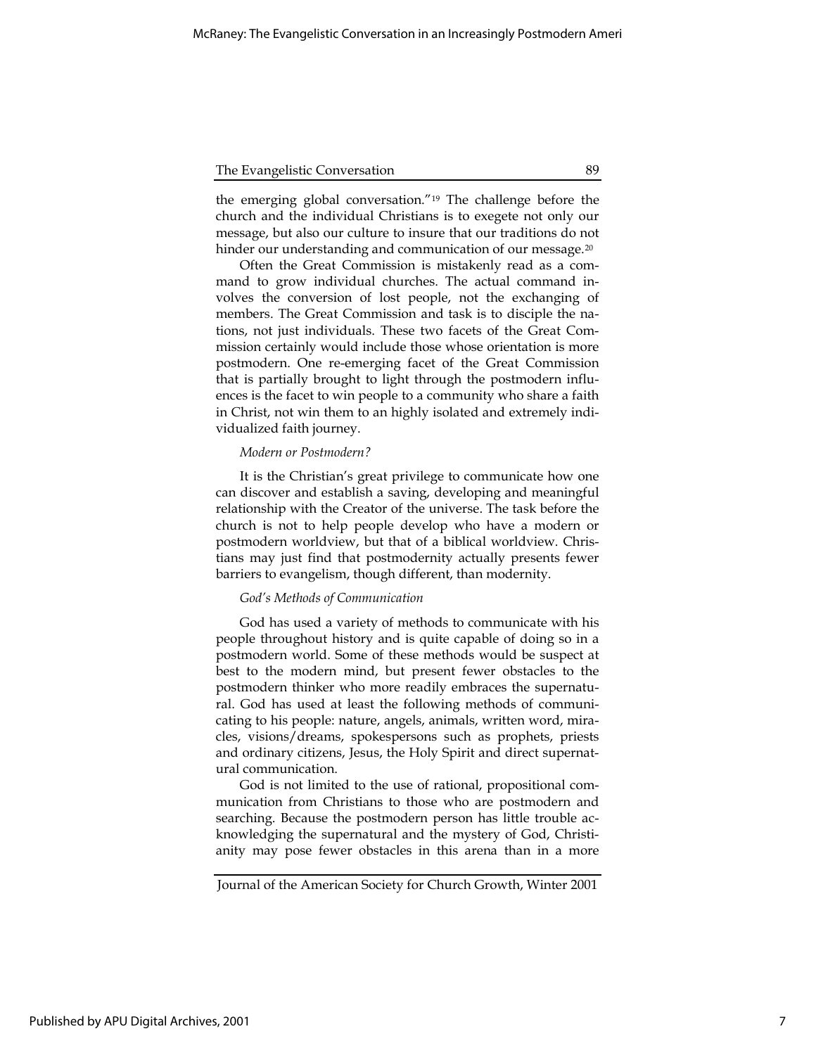the emerging global conversation."[19] The challenge before the church and the individual Christians is to exegete not only our message, but also our culture to insure that our traditions do not hinder our understanding and communication of our message.[20]

Often the Great Commission is mistakenly read as a command to grow individual churches. The actual command involves the conversion of lost people, not the exchanging of members. The Great Commission and task is to disciple the nations, not just individuals. These two facets of the Great Commission certainly would include those whose orientation is more postmodern. One re-emerging facet of the Great Commission that is partially brought to light through the postmodern influences is the facet to win people to a community who share a faith in Christ, not win them to an highly isolated and extremely individualized faith journey.

*Modern or Postmodern?*

It is the Christian's great privilege to communicate how one can discover and establish a saving, developing and meaningful relationship with the Creator of the universe. The task before the church is not to help people develop who have a modern or postmodern worldview, but that of a biblical worldview. Christians may just find that postmodernity actually presents fewer barriers to evangelism, though different, than modernity.

*God's Methods of Communication*

God has used a variety of methods to communicate with his people throughout history and is quite capable of doing so in a postmodern world. Some of these methods would be suspect at best to the modern mind, but present fewer obstacles to the postmodern thinker who more readily embraces the supernatural. God has used at least the following methods of communicating to his people: nature, angels, animals, written word, miracles, visions/dreams, spokespersons such as prophets, priests and ordinary citizens, Jesus, the Holy Spirit and direct supernatural communication.

God is not limited to the use of rational, propositional communication from Christians to those who are postmodern and searching. Because the postmodern person has little trouble acknowledging the supernatural and the mystery of God, Christianity may pose fewer obstacles in this arena than in a more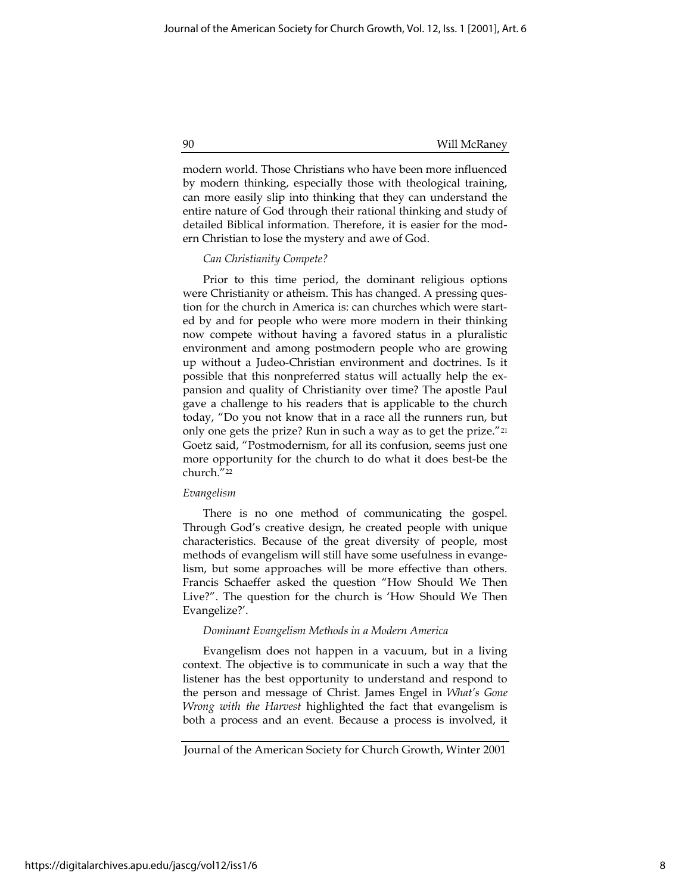modern world. Those Christians who have been more influenced by modern thinking, especially those with theological training, can more easily slip into thinking that they can understand the entire nature of God through their rational thinking and study of detailed Biblical information. Therefore, it is easier for the modern Christian to lose the mystery and awe of God.

### *Can Christianity Compete?*

Prior to this time period, the dominant religious options were Christianity or atheism. This has changed. A pressing question for the church in America is: can churches which were started by and for people who were more modern in their thinking now compete without having a favored status in a pluralistic environment and among postmodern people who are growing up without a Judeo-Christian environment and doctrines. Is it possible that this nonpreferred status will actually help the expansion and quality of Christianity over time? The apostle Paul gave a challenge to his readers that is applicable to the church today, "Do you not know that in a race all the runners run, but only one gets the prize? Run in such a way as to get the prize."[21] Goetz said, "Postmodernism, for all its confusion, seems just one more opportunity for the church to do what it does best-be the church."[22]

## *Evangelism*

There is no one method of communicating the gospel. Through God's creative design, he created people with unique characteristics. Because of the great diversity of people, most methods of evangelism will still have some usefulness in evangelism, but some approaches will be more effective than others. Francis Schaeffer asked the question "How Should We Then Live?". The question for the church is 'How Should We Then Evangelize?'.

### *Dominant Evangelism Methods in a Modern America*

Evangelism does not happen in a vacuum, but in a living context. The objective is to communicate in such a way that the listener has the best opportunity to understand and respond to the person and message of Christ. James Engel in *What's Gone Wrong with the Harvest* highlighted the fact that evangelism is both a process and an event. Because a process is involved, it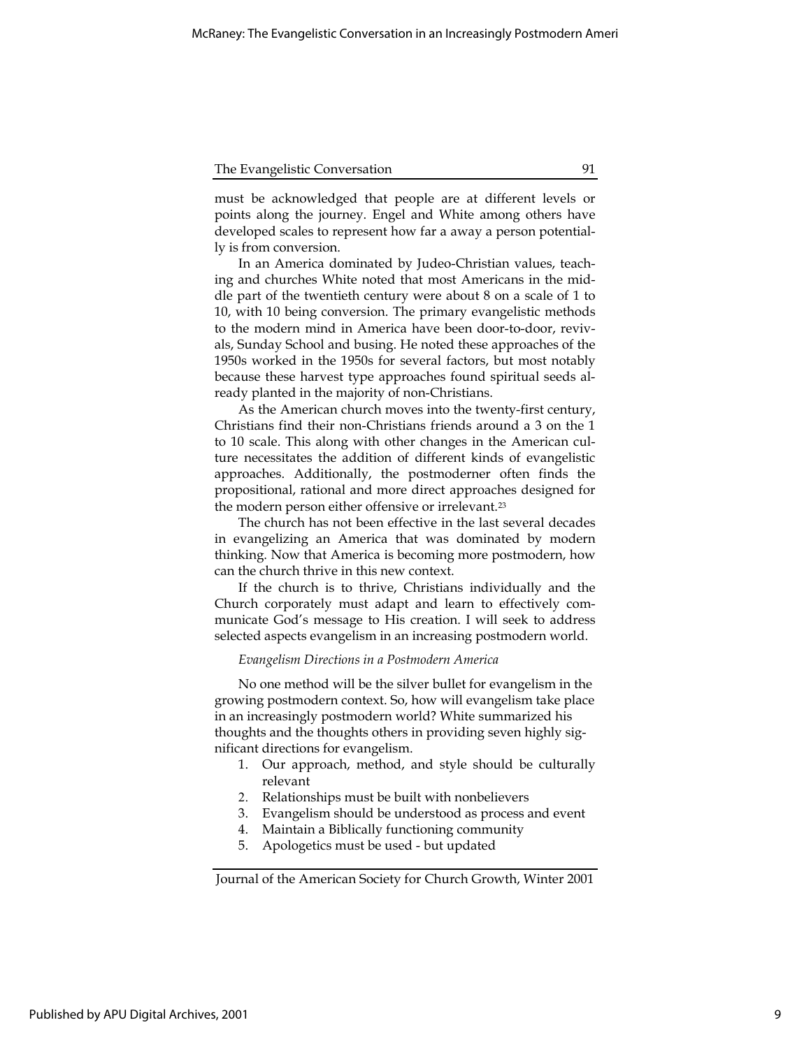must be acknowledged that people are at different levels or points along the journey. Engel and White among others have developed scales to represent how far a away a person potentially is from conversion.

In an America dominated by Judeo-Christian values, teaching and churches White noted that most Americans in the middle part of the twentieth century were about 8 on a scale of 1 to 10, with 10 being conversion. The primary evangelistic methods to the modern mind in America have been door-to-door, revivals, Sunday School and busing. He noted these approaches of the 1950s worked in the 1950s for several factors, but most notably because these harvest type approaches found spiritual seeds already planted in the majority of non-Christians.

As the American church moves into the twenty-first century, Christians find their non-Christians friends around a 3 on the 1 to 10 scale. This along with other changes in the American culture necessitates the addition of different kinds of evangelistic approaches. Additionally, the postmoderner often finds the propositional, rational and more direct approaches designed for the modern person either offensive or irrelevant.[23]

The church has not been effective in the last several decades in evangelizing an America that was dominated by modern thinking. Now that America is becoming more postmodern, how can the church thrive in this new context.

If the church is to thrive, Christians individually and the Church corporately must adapt and learn to effectively communicate God's message to His creation. I will seek to address selected aspects evangelism in an increasing postmodern world.

*Evangelism Directions in a Postmodern America*

No one method will be the silver bullet for evangelism in the growing postmodern context. So, how will evangelism take place in an increasingly postmodern world? White summarized his thoughts and the thoughts others in providing seven highly significant directions for evangelism.

1. Our approach, method, and style should be culturally relevant
2. Relationships must be built with nonbelievers
3. Evangelism should be understood as process and event
4. Maintain a Biblically functioning community
5. Apologetics must be used - but updated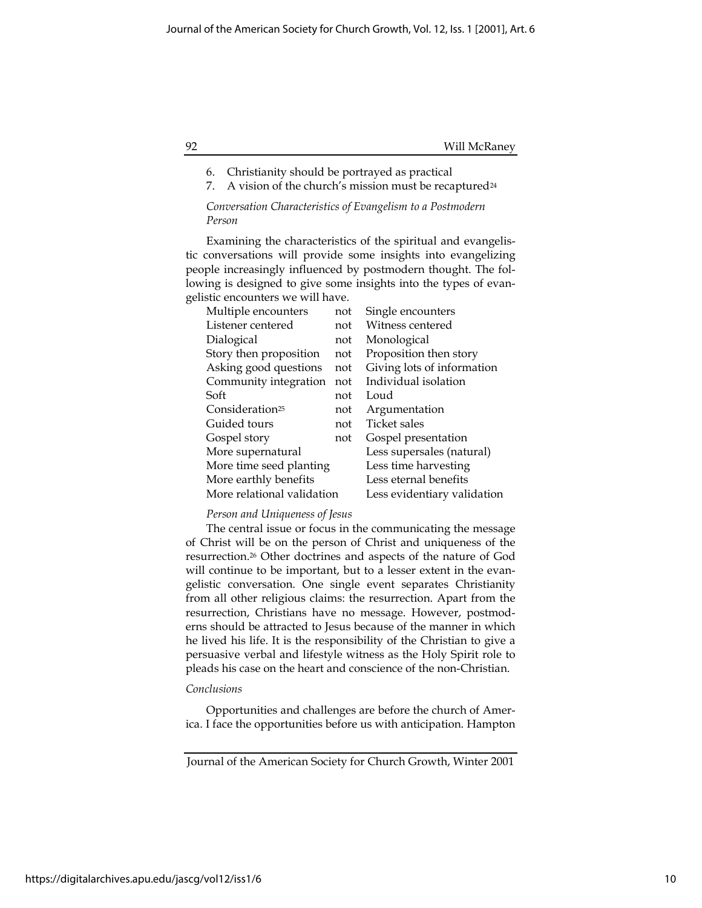6. Christianity should be portrayed as practical
7. A vision of the church's mission must be recaptured[24]

*Conversation Characteristics of Evangelism to a Postmodern Person*

Examining the characteristics of the spiritual and evangelistic conversations will provide some insights into evangelizing people increasingly influenced by postmodern thought. The following is designed to give some insights into the types of evangelistic encounters we will have.

| | | |
|---|---|---|
| Multiple encounters | not | Single encounters |
| Listener centered | not | Witness centered |
| Dialogical | not | Monological |
| Story then proposition | not | Proposition then story |
| Asking good questions | not | Giving lots of information |
| Community integration | not | Individual isolation |
| Soft | not | Loud |
| Consideration[25] | not | Argumentation |
| Guided tours | not | Ticket sales |
| Gospel story | not | Gospel presentation |
| More supernatural | | Less supersales (natural) |
| More time seed planting | | Less time harvesting |
| More earthly benefits | | Less eternal benefits |
| More relational validation | | Less evidentiary validation |

*Person and Uniqueness of Jesus*

The central issue or focus in the communicating the message of Christ will be on the person of Christ and uniqueness of the resurrection.[26] Other doctrines and aspects of the nature of God will continue to be important, but to a lesser extent in the evangelistic conversation. One single event separates Christianity from all other religious claims: the resurrection. Apart from the resurrection, Christians have no message. However, postmoderns should be attracted to Jesus because of the manner in which he lived his life. It is the responsibility of the Christian to give a persuasive verbal and lifestyle witness as the Holy Spirit role to pleads his case on the heart and conscience of the non-Christian.

*Conclusions*

Opportunities and challenges are before the church of America. I face the opportunities before us with anticipation. Hampton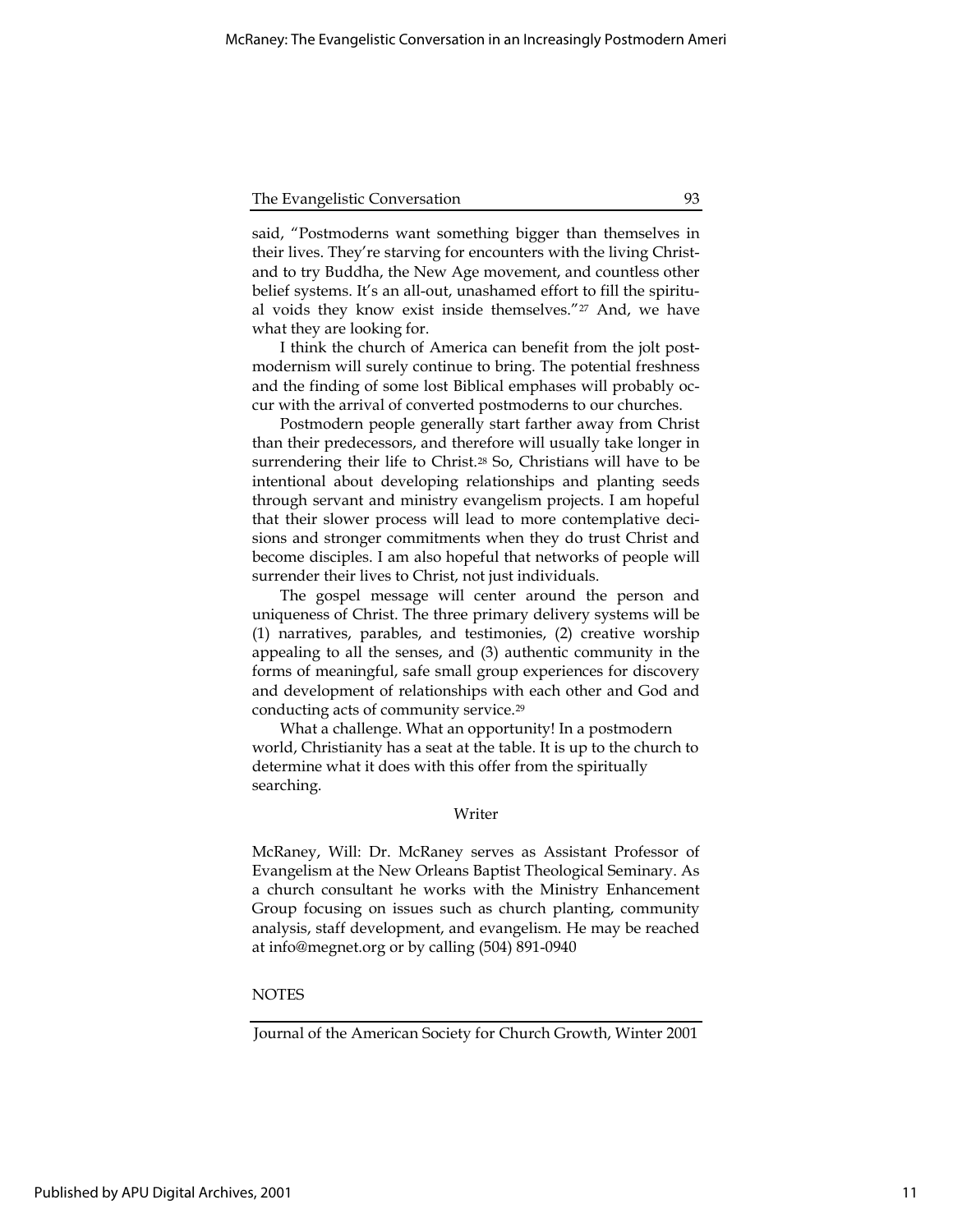said, "Postmoderns want something bigger than themselves in their lives. They're starving for encounters with the living Christ- and to try Buddha, the New Age movement, and countless other belief systems. It's an all-out, unashamed effort to fill the spiritual voids they know exist inside themselves."[27] And, we have what they are looking for.

I think the church of America can benefit from the jolt postmodernism will surely continue to bring. The potential freshness and the finding of some lost Biblical emphases will probably occur with the arrival of converted postmoderns to our churches.

Postmodern people generally start farther away from Christ than their predecessors, and therefore will usually take longer in surrendering their life to Christ.[28] So, Christians will have to be intentional about developing relationships and planting seeds through servant and ministry evangelism projects. I am hopeful that their slower process will lead to more contemplative decisions and stronger commitments when they do trust Christ and become disciples. I am also hopeful that networks of people will surrender their lives to Christ, not just individuals.

The gospel message will center around the person and uniqueness of Christ. The three primary delivery systems will be (1) narratives, parables, and testimonies, (2) creative worship appealing to all the senses, and (3) authentic community in the forms of meaningful, safe small group experiences for discovery and development of relationships with each other and God and conducting acts of community service.[29]

What a challenge. What an opportunity! In a postmodern world, Christianity has a seat at the table. It is up to the church to determine what it does with this offer from the spiritually searching.

### Writer

McRaney, Will: Dr. McRaney serves as Assistant Professor of Evangelism at the New Orleans Baptist Theological Seminary. As a church consultant he works with the Ministry Enhancement Group focusing on issues such as church planting, community analysis, staff development, and evangelism. He may be reached at info@megnet.org or by calling (504) 891-0940

NOTES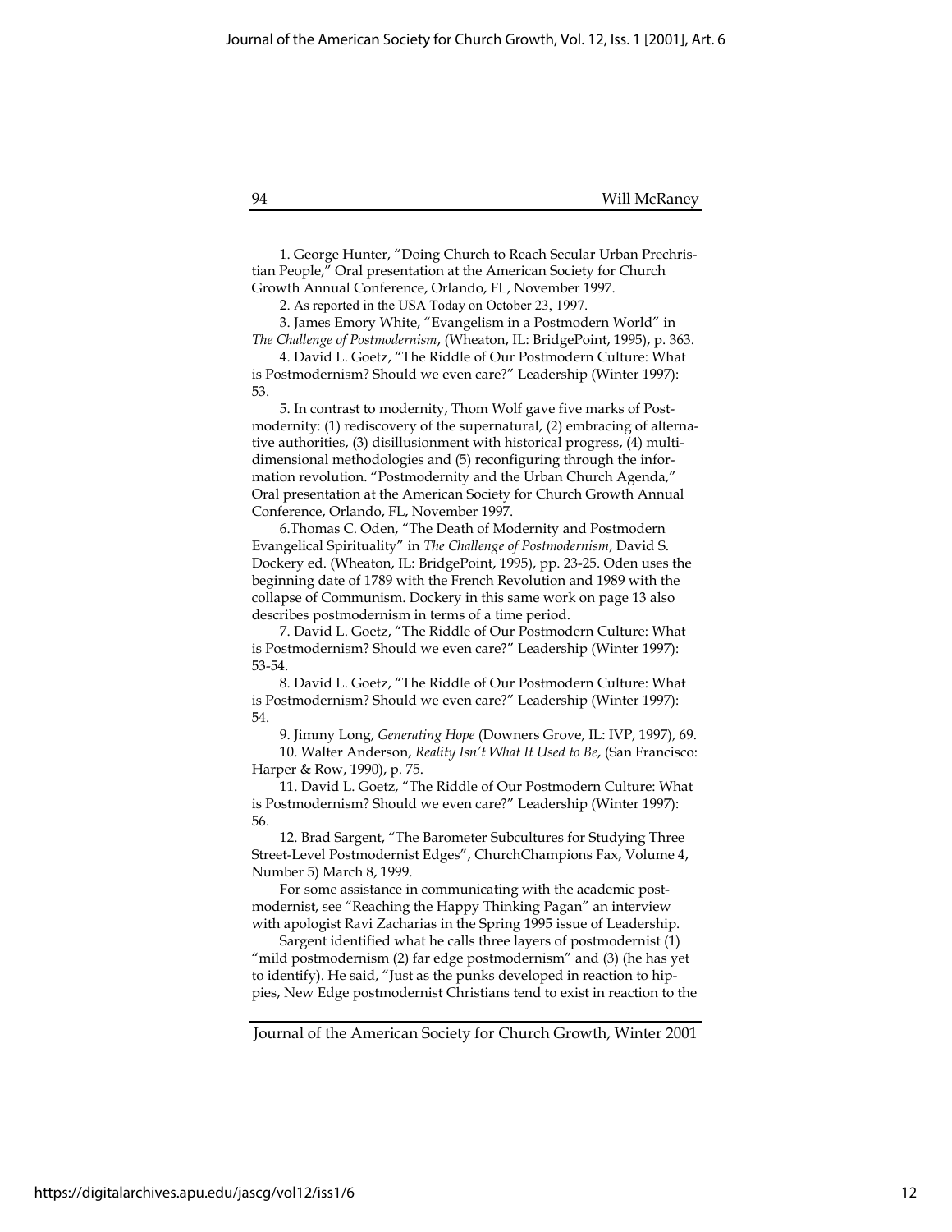1. George Hunter, "Doing Church to Reach Secular Urban Prechristian People," Oral presentation at the American Society for Church Growth Annual Conference, Orlando, FL, November 1997.

2. As reported in the USA Today on October 23, 1997.

3. James Emory White, "Evangelism in a Postmodern World" in *The Challenge of Postmodernism*, (Wheaton, IL: BridgePoint, 1995), p. 363.

4. David L. Goetz, "The Riddle of Our Postmodern Culture: What is Postmodernism? Should we even care?" Leadership (Winter 1997): 53.

5. In contrast to modernity, Thom Wolf gave five marks of Postmodernity: (1) rediscovery of the supernatural, (2) embracing of alternative authorities, (3) disillusionment with historical progress, (4) multidimensional methodologies and (5) reconfiguring through the information revolution. "Postmodernity and the Urban Church Agenda," Oral presentation at the American Society for Church Growth Annual Conference, Orlando, FL, November 1997.

6.Thomas C. Oden, "The Death of Modernity and Postmodern Evangelical Spirituality" in *The Challenge of Postmodernism*, David S. Dockery ed. (Wheaton, IL: BridgePoint, 1995), pp. 23-25. Oden uses the beginning date of 1789 with the French Revolution and 1989 with the collapse of Communism. Dockery in this same work on page 13 also describes postmodernism in terms of a time period.

7. David L. Goetz, "The Riddle of Our Postmodern Culture: What is Postmodernism? Should we even care?" Leadership (Winter 1997): 53-54.

8. David L. Goetz, "The Riddle of Our Postmodern Culture: What is Postmodernism? Should we even care?" Leadership (Winter 1997): 54.

9. Jimmy Long, *Generating Hope* (Downers Grove, IL: IVP, 1997), 69.

10. Walter Anderson, *Reality Isn't What It Used to Be*, (San Francisco: Harper & Row, 1990), p. 75.

11. David L. Goetz, "The Riddle of Our Postmodern Culture: What is Postmodernism? Should we even care?" Leadership (Winter 1997): 56.

12. Brad Sargent, "The Barometer Subcultures for Studying Three Street-Level Postmodernist Edges", ChurchChampions Fax, Volume 4, Number 5) March 8, 1999.

For some assistance in communicating with the academic postmodernist, see "Reaching the Happy Thinking Pagan" an interview with apologist Ravi Zacharias in the Spring 1995 issue of Leadership.

Sargent identified what he calls three layers of postmodernist (1) "mild postmodernism (2) far edge postmodernism" and (3) (he has yet to identify). He said, "Just as the punks developed in reaction to hippies, New Edge postmodernist Christians tend to exist in reaction to the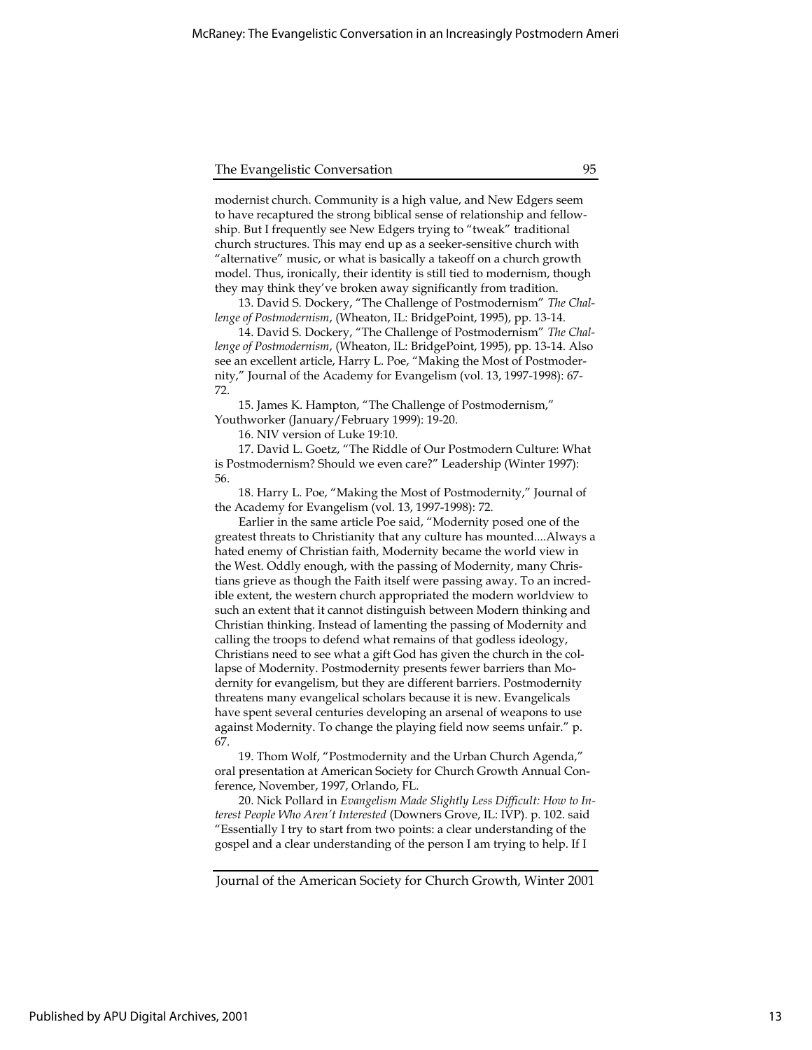modernist church. Community is a high value, and New Edgers seem to have recaptured the strong biblical sense of relationship and fellowship. But I frequently see New Edgers trying to "tweak" traditional church structures. This may end up as a seeker-sensitive church with "alternative" music, or what is basically a takeoff on a church growth model. Thus, ironically, their identity is still tied to modernism, though they may think they've broken away significantly from tradition.

13. David S. Dockery, "The Challenge of Postmodernism" *The Challenge of Postmodernism*, (Wheaton, IL: BridgePoint, 1995), pp. 13-14.

14. David S. Dockery, "The Challenge of Postmodernism" *The Challenge of Postmodernism*, (Wheaton, IL: BridgePoint, 1995), pp. 13-14. Also see an excellent article, Harry L. Poe, "Making the Most of Postmodernity," Journal of the Academy for Evangelism (vol. 13, 1997-1998): 67-72.

15. James K. Hampton, "The Challenge of Postmodernism," Youthworker (January/February 1999): 19-20.

16. NIV version of Luke 19:10.

17. David L. Goetz, "The Riddle of Our Postmodern Culture: What is Postmodernism? Should we even care?" Leadership (Winter 1997): 56.

18. Harry L. Poe, "Making the Most of Postmodernity," Journal of the Academy for Evangelism (vol. 13, 1997-1998): 72.

Earlier in the same article Poe said, "Modernity posed one of the greatest threats to Christianity that any culture has mounted....Always a hated enemy of Christian faith, Modernity became the world view in the West. Oddly enough, with the passing of Modernity, many Christians grieve as though the Faith itself were passing away. To an incredible extent, the western church appropriated the modern worldview to such an extent that it cannot distinguish between Modern thinking and Christian thinking. Instead of lamenting the passing of Modernity and calling the troops to defend what remains of that godless ideology, Christians need to see what a gift God has given the church in the collapse of Modernity. Postmodernity presents fewer barriers than Modernity for evangelism, but they are different barriers. Postmodernity threatens many evangelical scholars because it is new. Evangelicals have spent several centuries developing an arsenal of weapons to use against Modernity. To change the playing field now seems unfair." p. 67.

19. Thom Wolf, "Postmodernity and the Urban Church Agenda," oral presentation at American Society for Church Growth Annual Conference, November, 1997, Orlando, FL.

20. Nick Pollard in *Evangelism Made Slightly Less Difficult: How to Interest People Who Aren't Interested* (Downers Grove, IL: IVP). p. 102. said "Essentially I try to start from two points: a clear understanding of the gospel and a clear understanding of the person I am trying to help. If I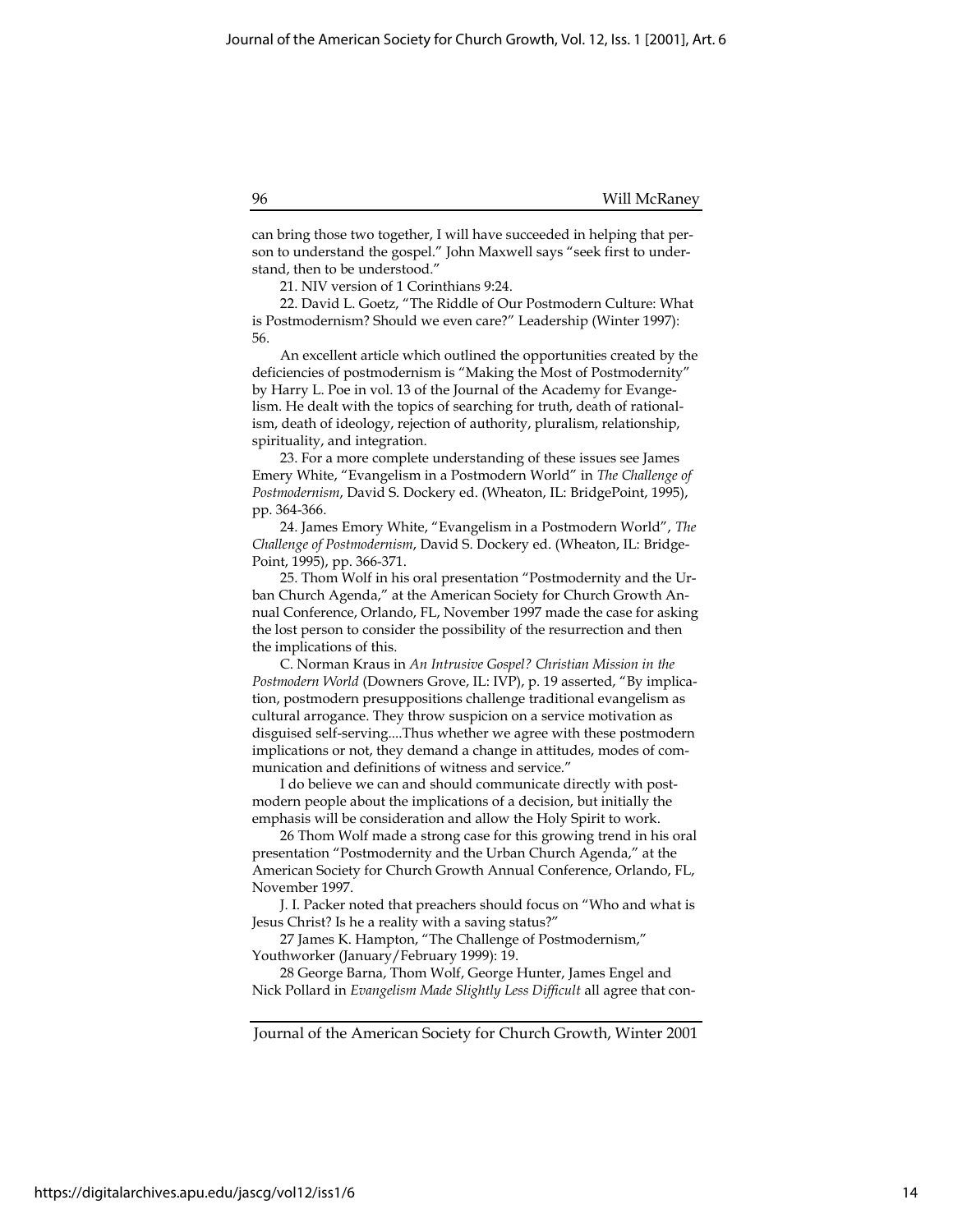can bring those two together, I will have succeeded in helping that person to understand the gospel." John Maxwell says "seek first to understand, then to be understood."

21. NIV version of 1 Corinthians 9:24.

22. David L. Goetz, "The Riddle of Our Postmodern Culture: What is Postmodernism? Should we even care?" Leadership (Winter 1997): 56.

An excellent article which outlined the opportunities created by the deficiencies of postmodernism is "Making the Most of Postmodernity" by Harry L. Poe in vol. 13 of the Journal of the Academy for Evangelism. He dealt with the topics of searching for truth, death of rationalism, death of ideology, rejection of authority, pluralism, relationship, spirituality, and integration.

23. For a more complete understanding of these issues see James Emery White, "Evangelism in a Postmodern World" in *The Challenge of Postmodernism*, David S. Dockery ed. (Wheaton, IL: BridgePoint, 1995), pp. 364-366.

24. James Emory White, "Evangelism in a Postmodern World", *The Challenge of Postmodernism*, David S. Dockery ed. (Wheaton, IL: BridgePoint, 1995), pp. 366-371.

25. Thom Wolf in his oral presentation "Postmodernity and the Urban Church Agenda," at the American Society for Church Growth Annual Conference, Orlando, FL, November 1997 made the case for asking the lost person to consider the possibility of the resurrection and then the implications of this.

C. Norman Kraus in *An Intrusive Gospel? Christian Mission in the Postmodern World* (Downers Grove, IL: IVP), p. 19 asserted, "By implication, postmodern presuppositions challenge traditional evangelism as cultural arrogance. They throw suspicion on a service motivation as disguised self-serving....Thus whether we agree with these postmodern implications or not, they demand a change in attitudes, modes of communication and definitions of witness and service."

I do believe we can and should communicate directly with postmodern people about the implications of a decision, but initially the emphasis will be consideration and allow the Holy Spirit to work.

26 Thom Wolf made a strong case for this growing trend in his oral presentation "Postmodernity and the Urban Church Agenda," at the American Society for Church Growth Annual Conference, Orlando, FL, November 1997.

J. I. Packer noted that preachers should focus on "Who and what is Jesus Christ? Is he a reality with a saving status?"

27 James K. Hampton, "The Challenge of Postmodernism," Youthworker (January/February 1999): 19.

28 George Barna, Thom Wolf, George Hunter, James Engel and Nick Pollard in *Evangelism Made Slightly Less Difficult* all agree that con-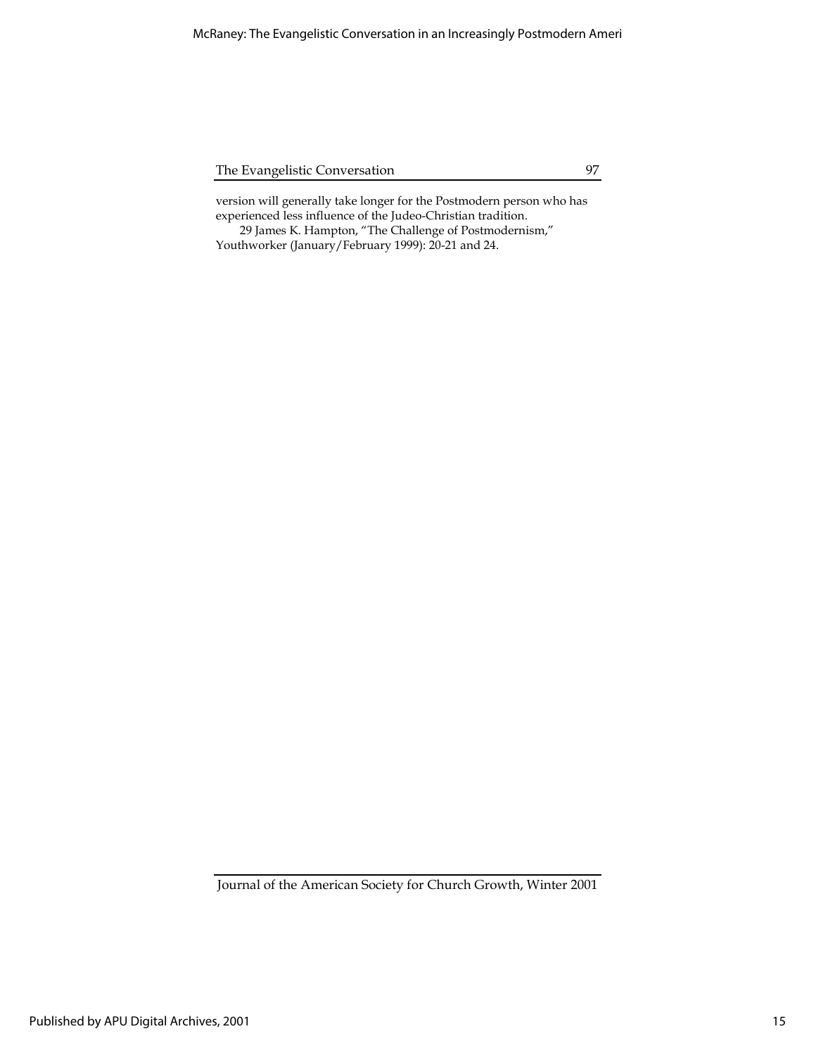version will generally take longer for the Postmodern person who has experienced less influence of the Judeo-Christian tradition.

29 James K. Hampton, "The Challenge of Postmodernism," Youthworker (January/February 1999): 20-21 and 24.